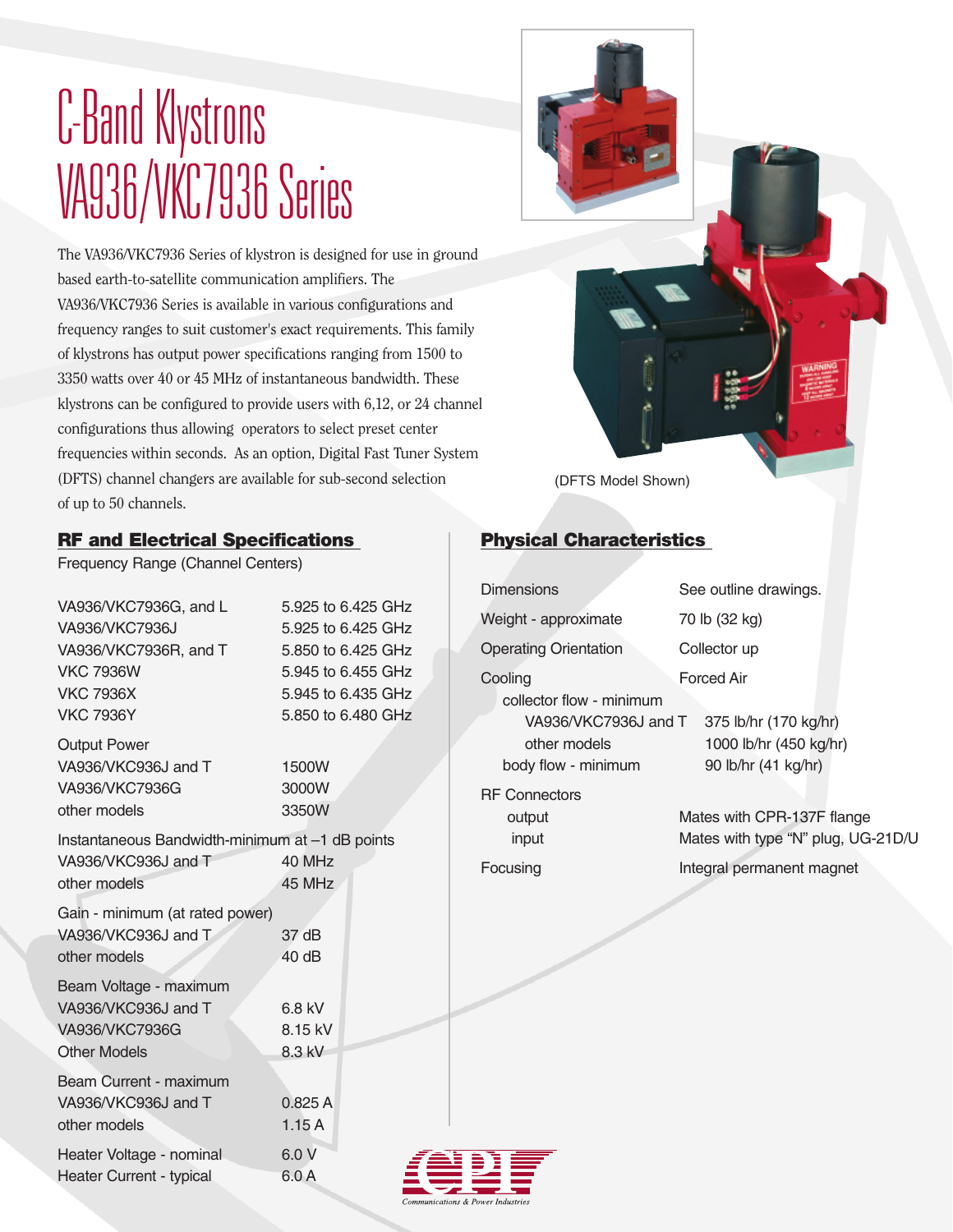# C-Band Klystrons VA936/VKC7936 Series

The VA936/VKC7936 Series of klystron is designed for use in ground based earth-to-satellite communication amplifiers. The VA936/VKC7936 Series is available in various configurations and frequency ranges to suit customer's exact requirements. This family of klystrons has output power specifications ranging from 1500 to 3350 watts over 40 or 45 MHz of instantaneous bandwidth. These klystrons can be configured to provide users with 6,12, or 24 channel configurations thus allowing operators to select preset center frequencies within seconds. As an option, Digital Fast Tuner System (DFTS) channel changers are available for sub-second selection of up to 50 channels.

(DFTS Model Shown)

## RF and Electrical Specifications

Frequency Range (Channel Centers)

| | |
|---|---|
| VA936/VKC7936G, and L | 5.925 to 6.425 GHz |
| VA936/VKC7936J | 5.925 to 6.425 GHz |
| VA936/VKC7936R, and T | 5.850 to 6.425 GHz |
| VKC 7936W | 5.945 to 6.455 GHz |
| VKC 7936X | 5.945 to 6.435 GHz |
| VKC 7936Y | 5.850 to 6.480 GHz |

Output Power

| | |
|---|---|
| VA936/VKC936J and T | 1500W |
| VA936/VKC7936G | 3000W |
| other models | 3350W |

Instantaneous Bandwidth-minimum at –1 dB points

| | |
|---|---|
| VA936/VKC936J and T | 40 MHz |
| other models | 45 MHz |

Gain - minimum (at rated power)

| | |
|---|---|
| VA936/VKC936J and T | 37 dB |
| other models | 40 dB |

Beam Voltage - maximum

| | |
|---|---|
| VA936/VKC936J and T | 6.8 kV |
| VA936/VKC7936G | 8.15 kV |
| Other Models | 8.3 kV |

Beam Current - maximum

| | |
|---|---|
| VA936/VKC936J and T | 0.825 A |
| other models | 1.15 A |

| | |
|---|---|
| Heater Voltage - nominal | 6.0 V |
| Heater Current - typical | 6.0 A |

## Physical Characteristics

| | |
|---|---|
| Dimensions | See outline drawings. |
| Weight - approximate | 70 lb (32 kg) |
| Operating Orientation | Collector up |
| Cooling | Forced Air |
| collector flow - minimum | |
| VA936/VKC7936J and T | 375 lb/hr (170 kg/hr) |
| other models | 1000 lb/hr (450 kg/hr) |
| body flow - minimum | 90 lb/hr (41 kg/hr) |
| RF Connectors | |
| output | Mates with CPR-137F flange |
| input | Mates with type "N" plug, UG-21D/U |
| Focusing | Integral permanent magnet |

CPI
Communications & Power Industries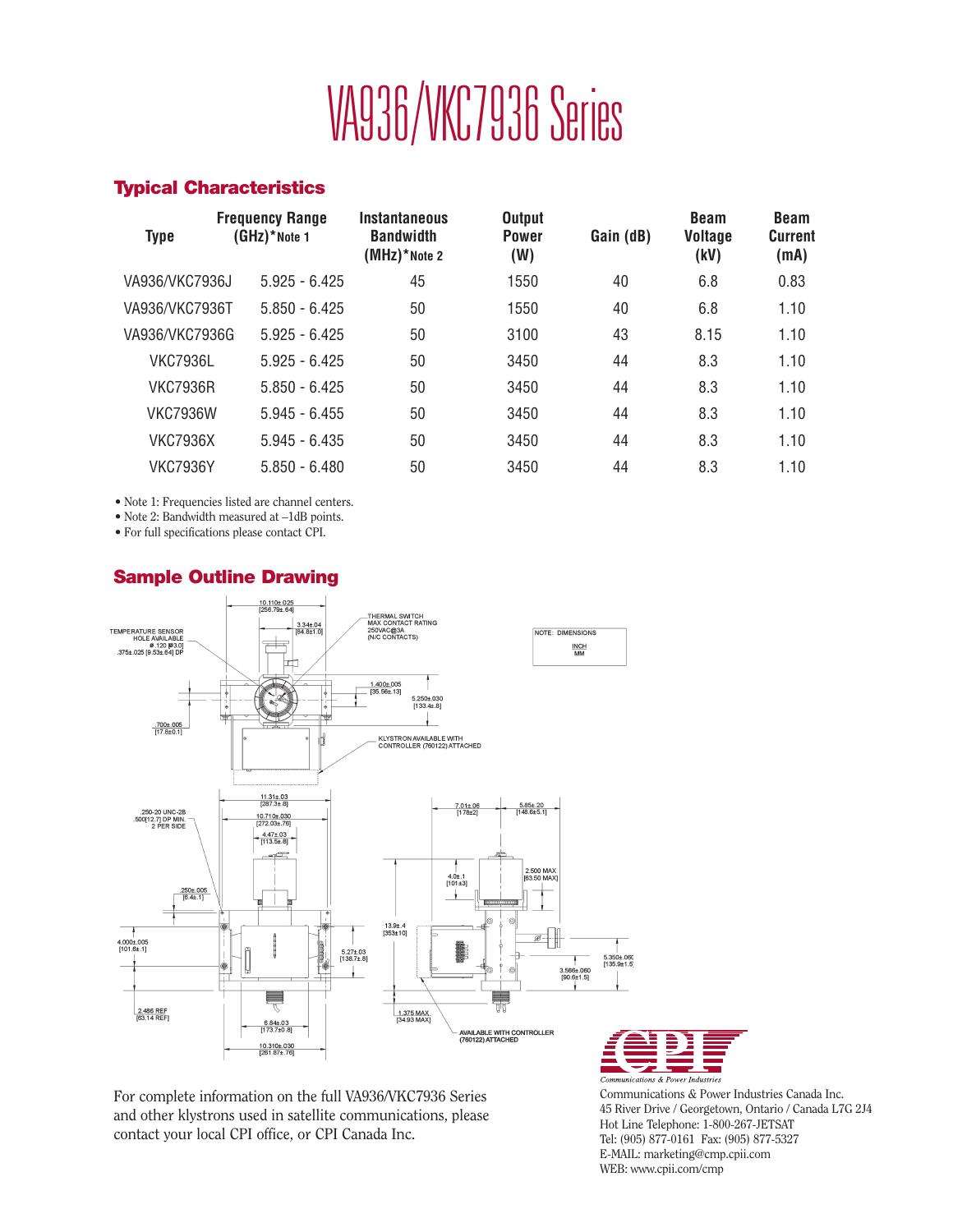# VA936/VKC7936 Series

## Typical Characteristics

| Type | Frequency Range (GHz)*Note 1 | Instantaneous Bandwidth (MHz)*Note 2 | Output Power (W) | Gain (dB) | Beam Voltage (kV) | Beam Current (mA) |
|---|---|---|---|---|---|---|
| VA936/VKC7936J | 5.925 - 6.425 | 45 | 1550 | 40 | 6.8 | 0.83 |
| VA936/VKC7936T | 5.850 - 6.425 | 50 | 1550 | 40 | 6.8 | 1.10 |
| VA936/VKC7936G | 5.925 - 6.425 | 50 | 3100 | 43 | 8.15 | 1.10 |
| VKC7936L | 5.925 - 6.425 | 50 | 3450 | 44 | 8.3 | 1.10 |
| VKC7936R | 5.850 - 6.425 | 50 | 3450 | 44 | 8.3 | 1.10 |
| VKC7936W | 5.945 - 6.455 | 50 | 3450 | 44 | 8.3 | 1.10 |
| VKC7936X | 5.945 - 6.435 | 50 | 3450 | 44 | 8.3 | 1.10 |
| VKC7936Y | 5.850 - 6.480 | 50 | 3450 | 44 | 8.3 | 1.10 |

- Note 1: Frequencies listed are channel centers.
- Note 2: Bandwidth measured at –1dB points.
- For full specifications please contact CPI.

## Sample Outline Drawing

10.110±.025 [256.79±.64]
3.34±.04 [84.8±1.0]
TEMPERATURE SENSOR HOLE AVAILABLE ⌀.120 [⌀3.0] .375±.025 [9.53±.64] DP
THERMAL SWITCH MAX CONTACT RATING 250VAC@3A (N/C CONTACTS)
NOTE: DIMENSIONS INCH MM
1.400±.005 [35.56±.13]
5.250±.030 [133.4±.8]
.700±.005 [17.8±0.1]
KLYSTRON AVAILABLE WITH CONTROLLER (760122) ATTACHED
11.31±.03 [287.3±.8]
10.710±.030 [272.03±.76]
4.47±.03 [113.5±.8]
.250-20 UNC-2B .500[12.7] DP MIN. 2 PER SIDE
.250±.005 [6.4±.1]
4.000±.005 [101.6±.1]
5.27±.03 [133.7±.8]
2.486 REF [63.14 REF]
6.84±.03 [173.7±0.8]
10.310±.030 [261.87±.76]
7.01±.06 [178±2]
5.85±.20 [148.6±5.1]
4.0±.1 [101±3]
2.500 MAX [63.50 MAX]
13.9±.4 [353±10]
5.350±.060 [135.9±1.5]
3.566±.060 [90.6±1.5]
1.375 MAX [34.93 MAX]
AVAILABLE WITH CONTROLLER (760122) ATTACHED

For complete information on the full VA936/VKC7936 Series and other klystrons used in satellite communications, please contact your local CPI office, or CPI Canada Inc.

CPI
*Communications & Power Industries*

Communications & Power Industries Canada Inc.
45 River Drive / Georgetown, Ontario / Canada L7G 2J4
Hot Line Telephone: 1-800-267-JETSAT
Tel: (905) 877-0161 Fax: (905) 877-5327
E-MAIL: marketing@cmp.cpii.com
WEB: www.cpii.com/cmp